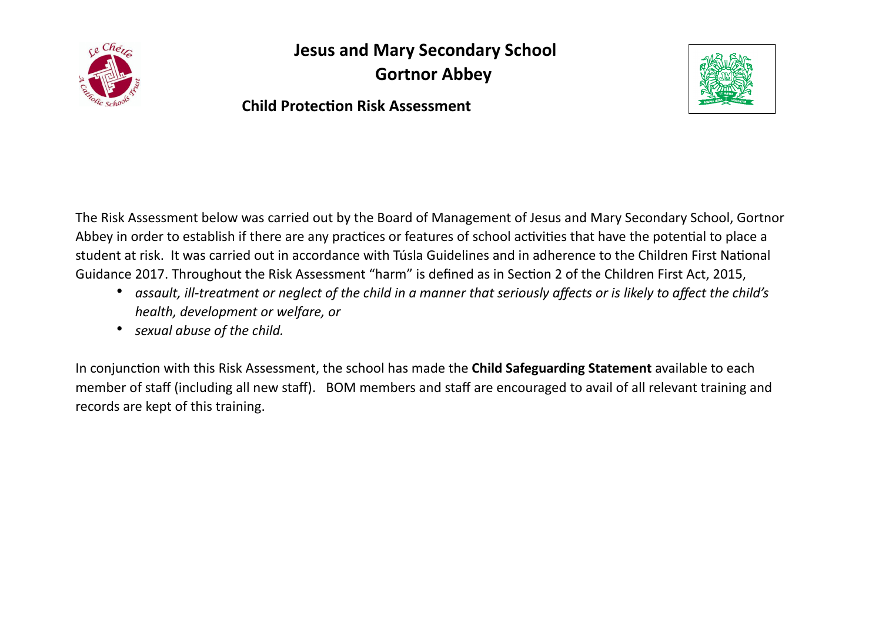# Jesus and Mary Secondary School
# Gortnor Abbey

## Child Protection Risk Assessment

The Risk Assessment below was carried out by the Board of Management of Jesus and Mary Secondary School, Gortnor Abbey in order to establish if there are any practices or features of school activities that have the potential to place a student at risk. It was carried out in accordance with Túsla Guidelines and in adherence to the Children First National Guidance 2017. Throughout the Risk Assessment "harm" is defined as in Section 2 of the Children First Act, 2015,

- *assault, ill-treatment or neglect of the child in a manner that seriously affects or is likely to affect the child's health, development or welfare, or*
- *sexual abuse of the child.*

In conjunction with this Risk Assessment, the school has made the **Child Safeguarding Statement** available to each member of staff (including all new staff). BOM members and staff are encouraged to avail of all relevant training and records are kept of this training.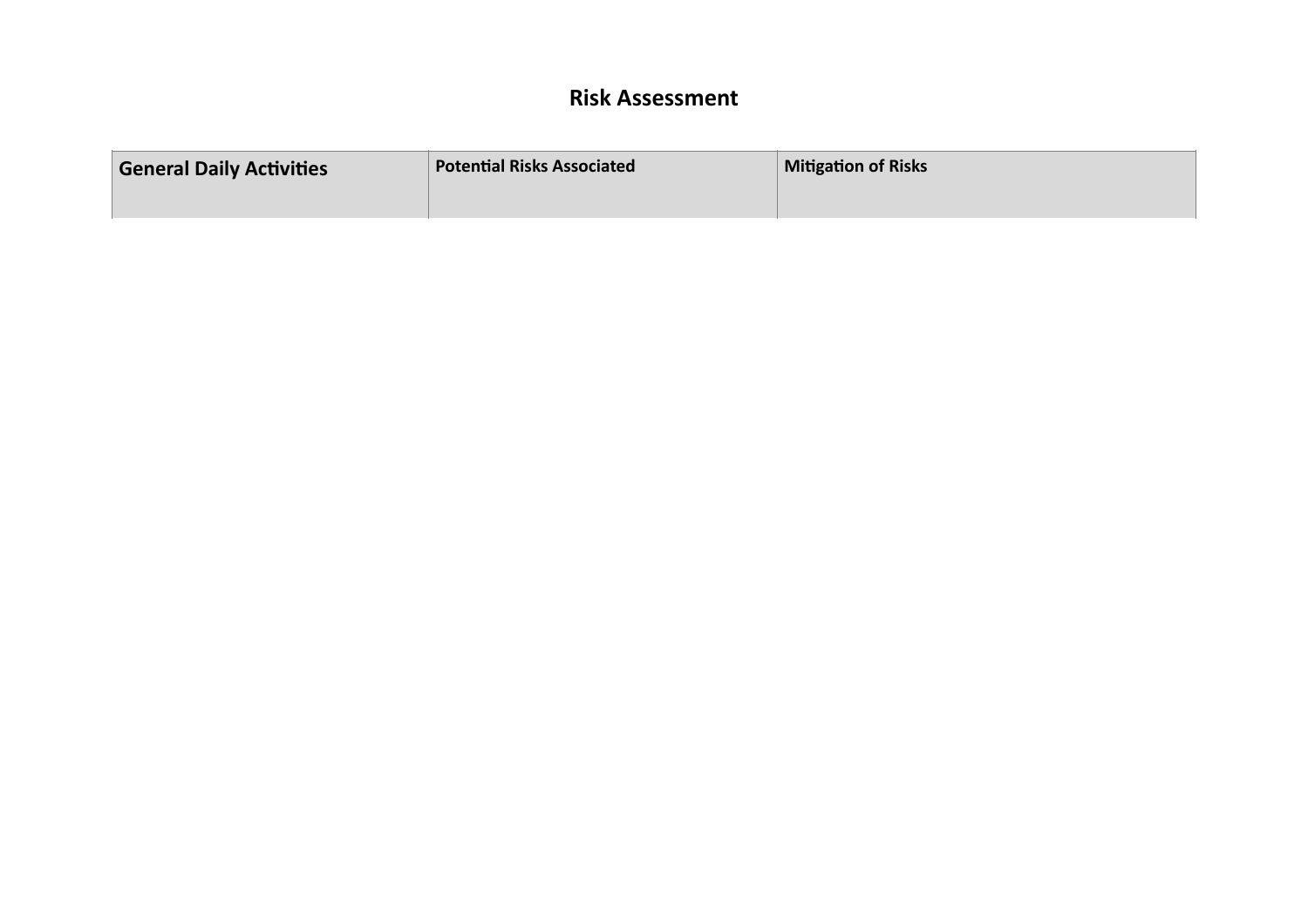# Risk Assessment

| General Daily Activities | Potential Risks Associated | Mitigation of Risks |
| --- | --- | --- |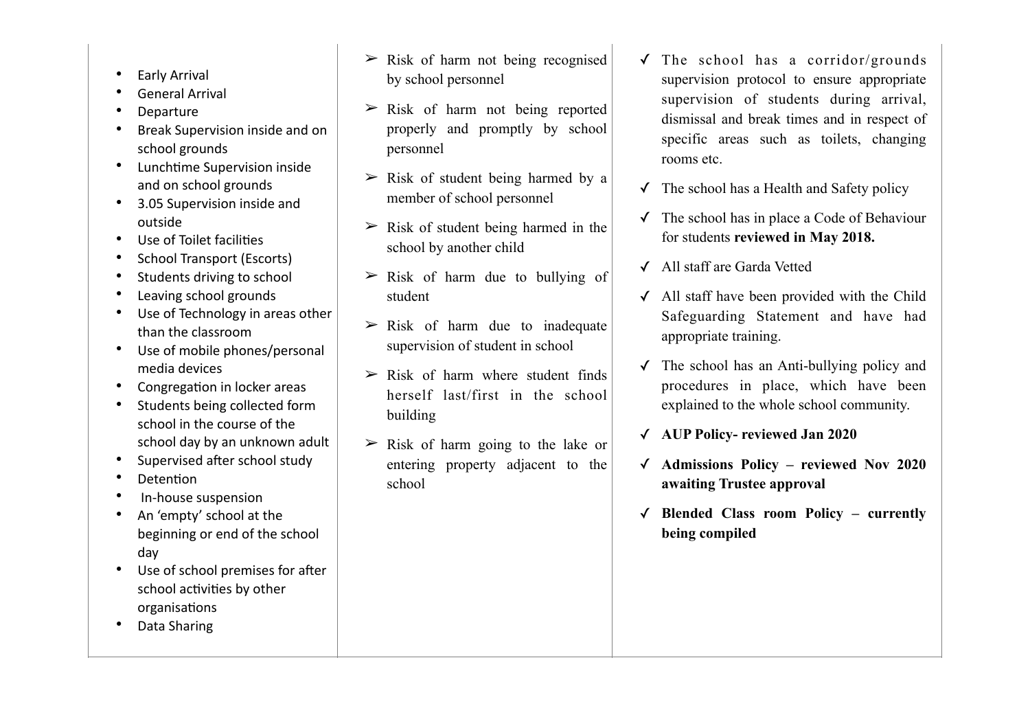| | | |
|---|---|---|
| • Early Arrival<br>• General Arrival<br>• Departure<br>• Break Supervision inside and on school grounds<br>• Lunchtime Supervision inside and on school grounds<br>• 3.05 Supervision inside and outside<br>• Use of Toilet facilities<br>• School Transport (Escorts)<br>• Students driving to school<br>• Leaving school grounds<br>• Use of Technology in areas other than the classroom<br>• Use of mobile phones/personal media devices<br>• Congregation in locker areas<br>• Students being collected form school in the course of the school day by an unknown adult<br>• Supervised after school study<br>• Detention<br>• In-house suspension<br>• An 'empty' school at the beginning or end of the school day<br>• Use of school premises for after school activities by other organisations<br>• Data Sharing | ➢ Risk of harm not being recognised by school personnel<br>➢ Risk of harm not being reported properly and promptly by school personnel<br>➢ Risk of student being harmed by a member of school personnel<br>➢ Risk of student being harmed in the school by another child<br>➢ Risk of harm due to bullying of student<br>➢ Risk of harm due to inadequate supervision of student in school<br>➢ Risk of harm where student finds herself last/first in the school building<br>➢ Risk of harm going to the lake or entering property adjacent to the school | ✓ The school has a corridor/grounds supervision protocol to ensure appropriate supervision of students during arrival, dismissal and break times and in respect of specific areas such as toilets, changing rooms etc.<br>✓ The school has a Health and Safety policy<br>✓ The school has in place a Code of Behaviour for students **reviewed in May 2018.**<br>✓ All staff are Garda Vetted<br>✓ All staff have been provided with the Child Safeguarding Statement and have had appropriate training.<br>✓ The school has an Anti-bullying policy and procedures in place, which have been explained to the whole school community.<br>✓ **AUP Policy- reviewed Jan 2020**<br>✓ **Admissions Policy – reviewed Nov 2020 awaiting Trustee approval**<br>✓ **Blended Class room Policy – currently being compiled** |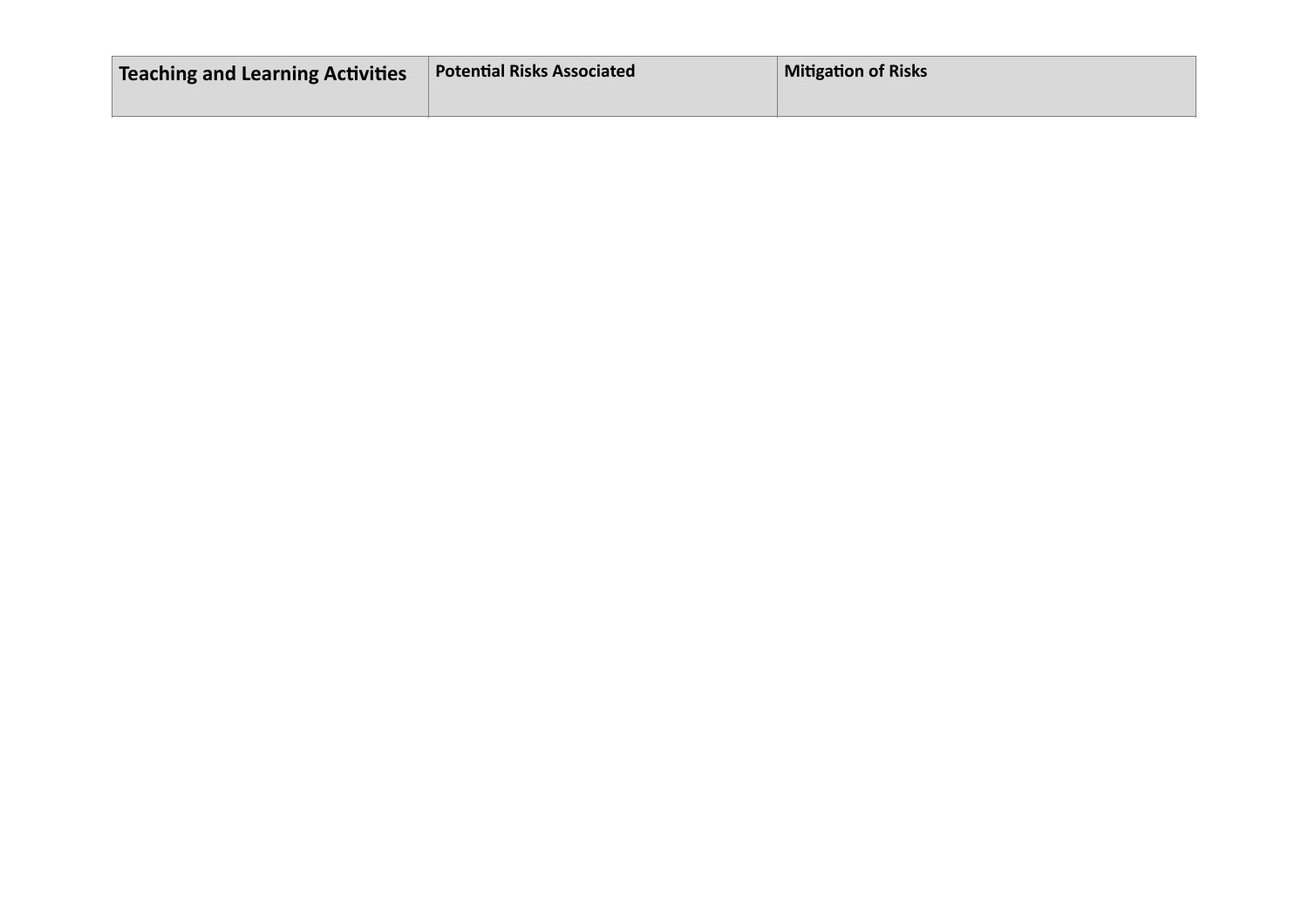| Teaching and Learning Activities | Potential Risks Associated | Mitigation of Risks |
|---|---|---|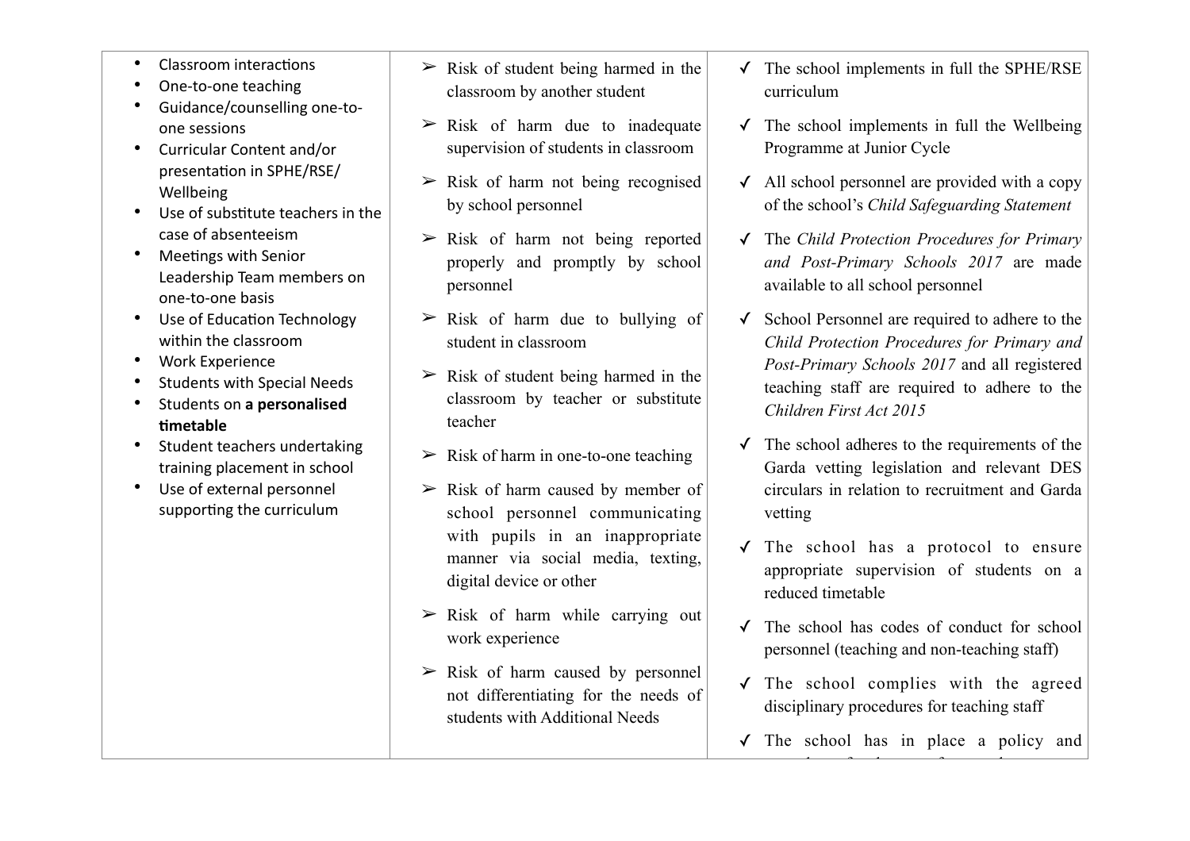| | | |
|---|---|---|
| • Classroom interactions<br>• One-to-one teaching<br>• Guidance/counselling one-to-one sessions<br>• Curricular Content and/or presentation in SPHE/RSE/ Wellbeing<br>• Use of substitute teachers in the case of absenteeism<br>• Meetings with Senior Leadership Team members on one-to-one basis<br>• Use of Education Technology within the classroom<br>• Work Experience<br>• Students with Special Needs<br>• Students on **a personalised timetable**<br>• Student teachers undertaking training placement in school<br>• Use of external personnel supporting the curriculum | ➢ Risk of student being harmed in the classroom by another student<br>➢ Risk of harm due to inadequate supervision of students in classroom<br>➢ Risk of harm not being recognised by school personnel<br>➢ Risk of harm not being reported properly and promptly by school personnel<br>➢ Risk of harm due to bullying of student in classroom<br>➢ Risk of student being harmed in the classroom by teacher or substitute teacher<br>➢ Risk of harm in one-to-one teaching<br>➢ Risk of harm caused by member of school personnel communicating with pupils in an inappropriate manner via social media, texting, digital device or other<br>➢ Risk of harm while carrying out work experience<br>➢ Risk of harm caused by personnel not differentiating for the needs of students with Additional Needs | ✓ The school implements in full the SPHE/RSE curriculum<br>✓ The school implements in full the Wellbeing Programme at Junior Cycle<br>✓ All school personnel are provided with a copy of the school's *Child Safeguarding Statement*<br>✓ The *Child Protection Procedures for Primary and Post-Primary Schools 2017* are made available to all school personnel<br>✓ School Personnel are required to adhere to the *Child Protection Procedures for Primary and Post-Primary Schools 2017* and all registered teaching staff are required to adhere to the *Children First Act 2015*<br>✓ The school adheres to the requirements of the Garda vetting legislation and relevant DES circulars in relation to recruitment and Garda vetting<br>✓ The school has a protocol to ensure appropriate supervision of students on a reduced timetable<br>✓ The school has codes of conduct for school personnel (teaching and non-teaching staff)<br>✓ The school complies with the agreed disciplinary procedures for teaching staff<br>✓ The school has in place a policy and |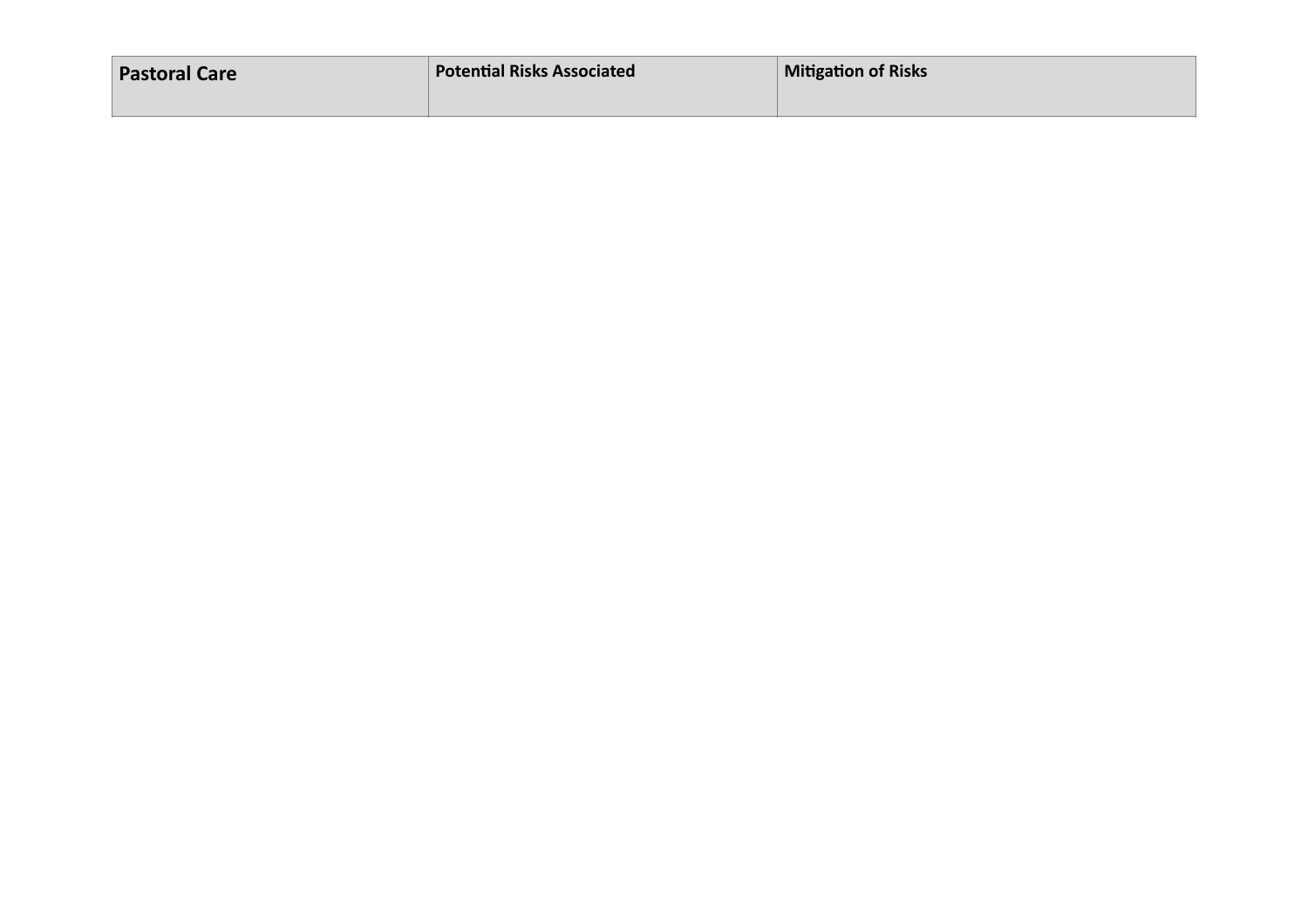| Pastoral Care | Potential Risks Associated | Mitigation of Risks |
|---|---|---|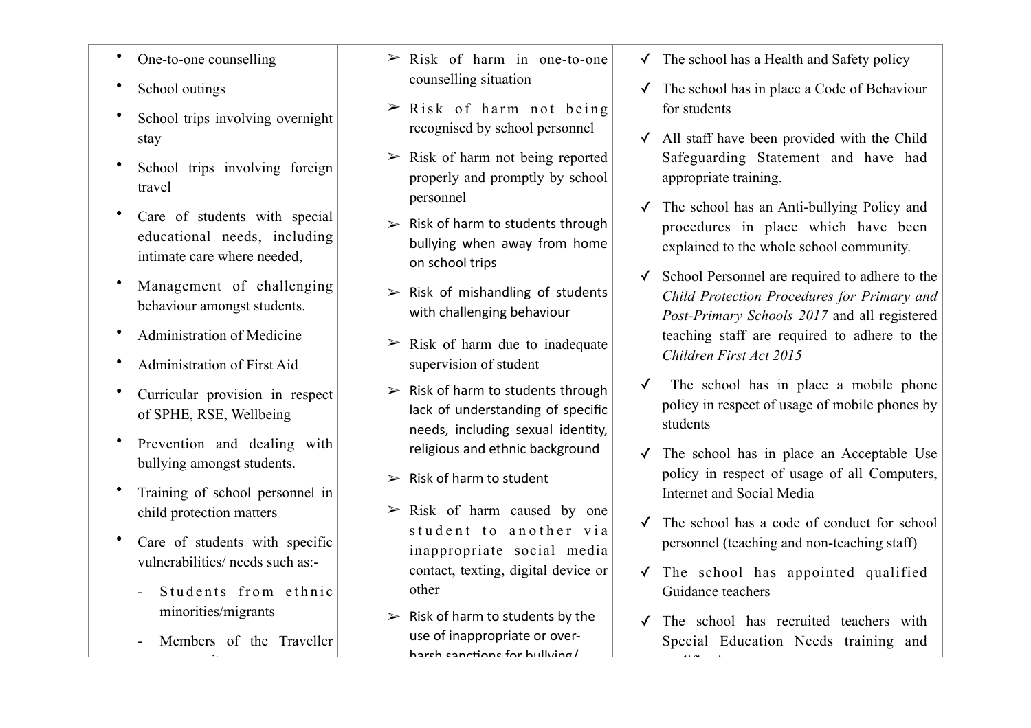| | | |
|---|---|---|
| • One-to-one counselling<br>• School outings<br>• School trips involving overnight stay<br>• School trips involving foreign travel<br>• Care of students with special educational needs, including intimate care where needed,<br>• Management of challenging behaviour amongst students.<br>• Administration of Medicine<br>• Administration of First Aid<br>• Curricular provision in respect of SPHE, RSE, Wellbeing<br>• Prevention and dealing with bullying amongst students.<br>• Training of school personnel in child protection matters<br>• Care of students with specific vulnerabilities/ needs such as:-<br>- Students from ethnic minorities/migrants<br>- Members of the Traveller | ➢ Risk of harm in one-to-one counselling situation<br>➢ Risk of harm not being recognised by school personnel<br>➢ Risk of harm not being reported properly and promptly by school personnel<br>➢ Risk of harm to students through bullying when away from home on school trips<br>➢ Risk of mishandling of students with challenging behaviour<br>➢ Risk of harm due to inadequate supervision of student<br>➢ Risk of harm to students through lack of understanding of specific needs, including sexual identity, religious and ethnic background<br>➢ Risk of harm to student<br>➢ Risk of harm caused by one student to another via inappropriate social media contact, texting, digital device or other<br>➢ Risk of harm to students by the use of inappropriate or over-harsh sanctions for bullying/ | ✓ The school has a Health and Safety policy<br>✓ The school has in place a Code of Behaviour for students<br>✓ All staff have been provided with the Child Safeguarding Statement and have had appropriate training.<br>✓ The school has an Anti-bullying Policy and procedures in place which have been explained to the whole school community.<br>✓ School Personnel are required to adhere to the *Child Protection Procedures for Primary and Post-Primary Schools 2017* and all registered teaching staff are required to adhere to the *Children First Act 2015*<br>✓ The school has in place a mobile phone policy in respect of usage of mobile phones by students<br>✓ The school has in place an Acceptable Use policy in respect of usage of all Computers, Internet and Social Media<br>✓ The school has a code of conduct for school personnel (teaching and non-teaching staff)<br>✓ The school has appointed qualified Guidance teachers<br>✓ The school has recruited teachers with Special Education Needs training and |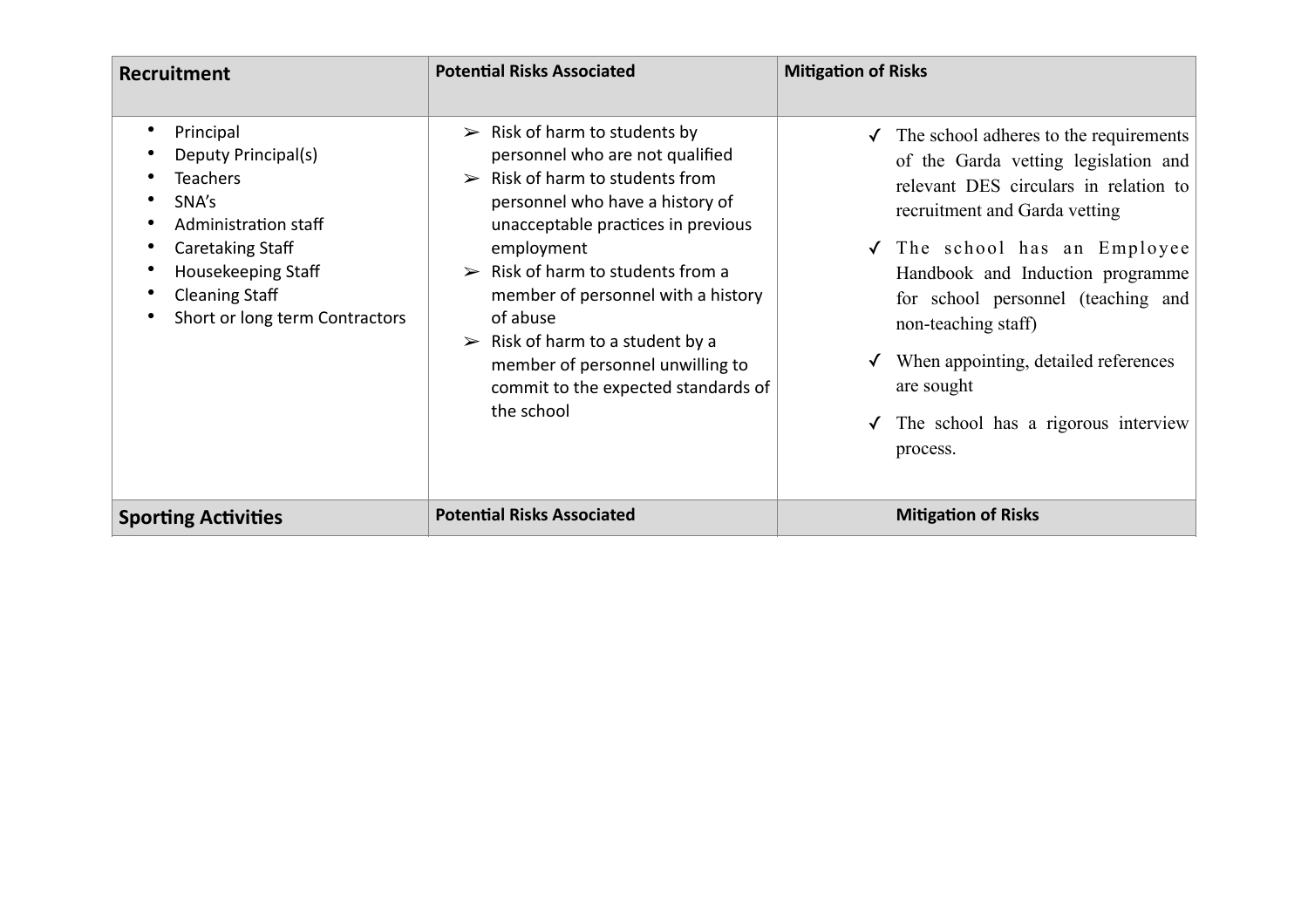| **Recruitment** | **Potential Risks Associated** | **Mitigation of Risks** |
|---|---|---|
| • Principal<br>• Deputy Principal(s)<br>• Teachers<br>• SNA's<br>• Administration staff<br>• Caretaking Staff<br>• Housekeeping Staff<br>• Cleaning Staff<br>• Short or long term Contractors | ➢ Risk of harm to students by personnel who are not qualified<br>➢ Risk of harm to students from personnel who have a history of unacceptable practices in previous employment<br>➢ Risk of harm to students from a member of personnel with a history of abuse<br>➢ Risk of harm to a student by a member of personnel unwilling to commit to the expected standards of the school | ✓ The school adheres to the requirements of the Garda vetting legislation and relevant DES circulars in relation to recruitment and Garda vetting<br>✓ The school has an Employee Handbook and Induction programme for school personnel (teaching and non-teaching staff)<br>✓ When appointing, detailed references are sought<br>✓ The school has a rigorous interview process. |
| **Sporting Activities** | **Potential Risks Associated** | **Mitigation of Risks** |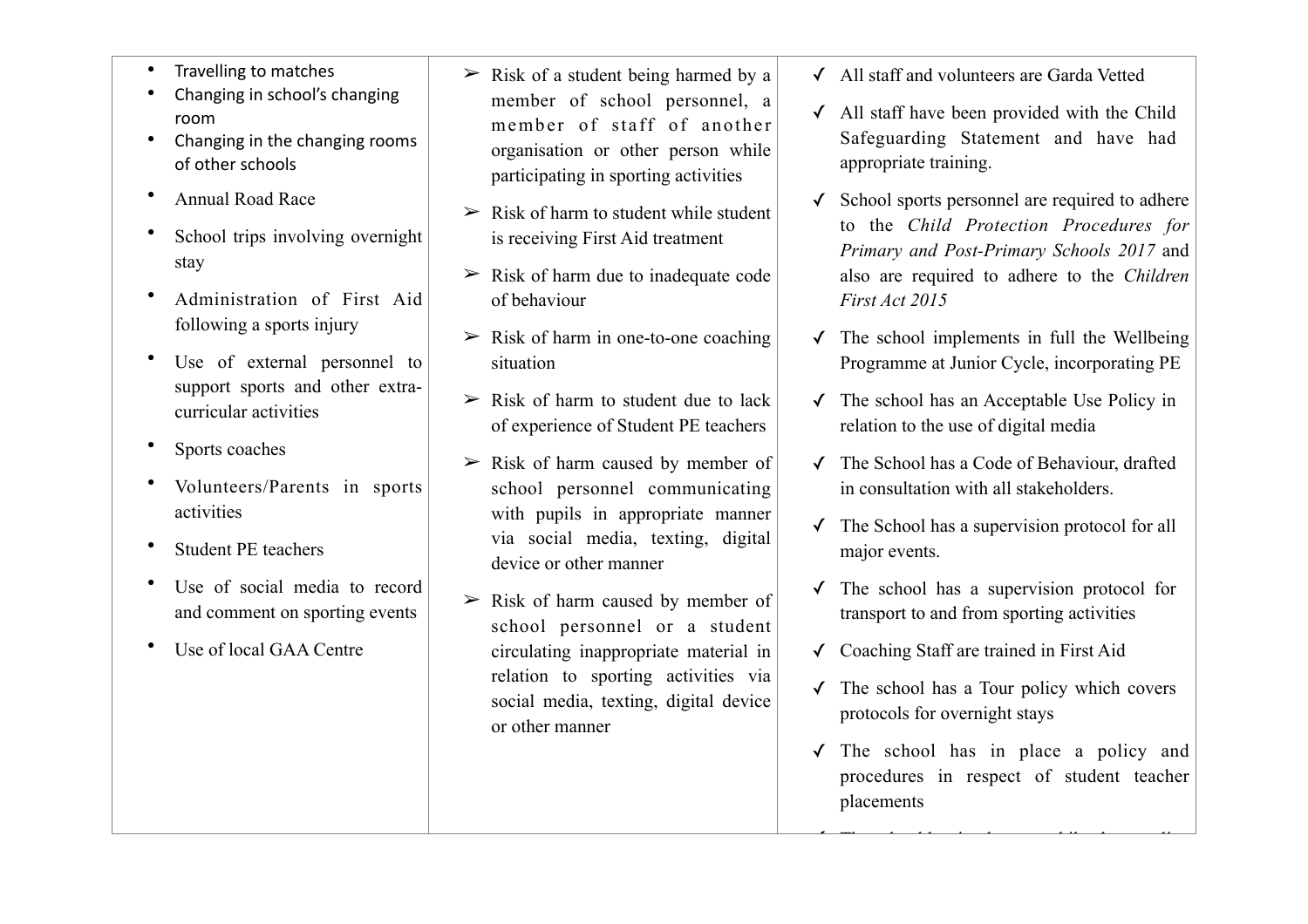| | | |
|---|---|---|
| • Travelling to matches<br>• Changing in school's changing room<br>• Changing in the changing rooms of other schools<br>• Annual Road Race<br>• School trips involving overnight stay<br>• Administration of First Aid following a sports injury<br>• Use of external personnel to support sports and other extra-curricular activities<br>• Sports coaches<br>• Volunteers/Parents in sports activities<br>• Student PE teachers<br>• Use of social media to record and comment on sporting events<br>• Use of local GAA Centre | ➢ Risk of a student being harmed by a member of school personnel, a member of staff of another organisation or other person while participating in sporting activities<br>➢ Risk of harm to student while student is receiving First Aid treatment<br>➢ Risk of harm due to inadequate code of behaviour<br>➢ Risk of harm in one-to-one coaching situation<br>➢ Risk of harm to student due to lack of experience of Student PE teachers<br>➢ Risk of harm caused by member of school personnel communicating with pupils in appropriate manner via social media, texting, digital device or other manner<br>➢ Risk of harm caused by member of school personnel or a student circulating inappropriate material in relation to sporting activities via social media, texting, digital device or other manner | ✓ All staff and volunteers are Garda Vetted<br>✓ All staff have been provided with the Child Safeguarding Statement and have had appropriate training.<br>✓ School sports personnel are required to adhere to the *Child Protection Procedures for Primary and Post-Primary Schools 2017* and also are required to adhere to the *Children First Act 2015*<br>✓ The school implements in full the Wellbeing Programme at Junior Cycle, incorporating PE<br>✓ The school has an Acceptable Use Policy in relation to the use of digital media<br>✓ The School has a Code of Behaviour, drafted in consultation with all stakeholders.<br>✓ The School has a supervision protocol for all major events.<br>✓ The school has a supervision protocol for transport to and from sporting activities<br>✓ Coaching Staff are trained in First Aid<br>✓ The school has a Tour policy which covers protocols for overnight stays<br>✓ The school has in place a policy and procedures in respect of student teacher placements |